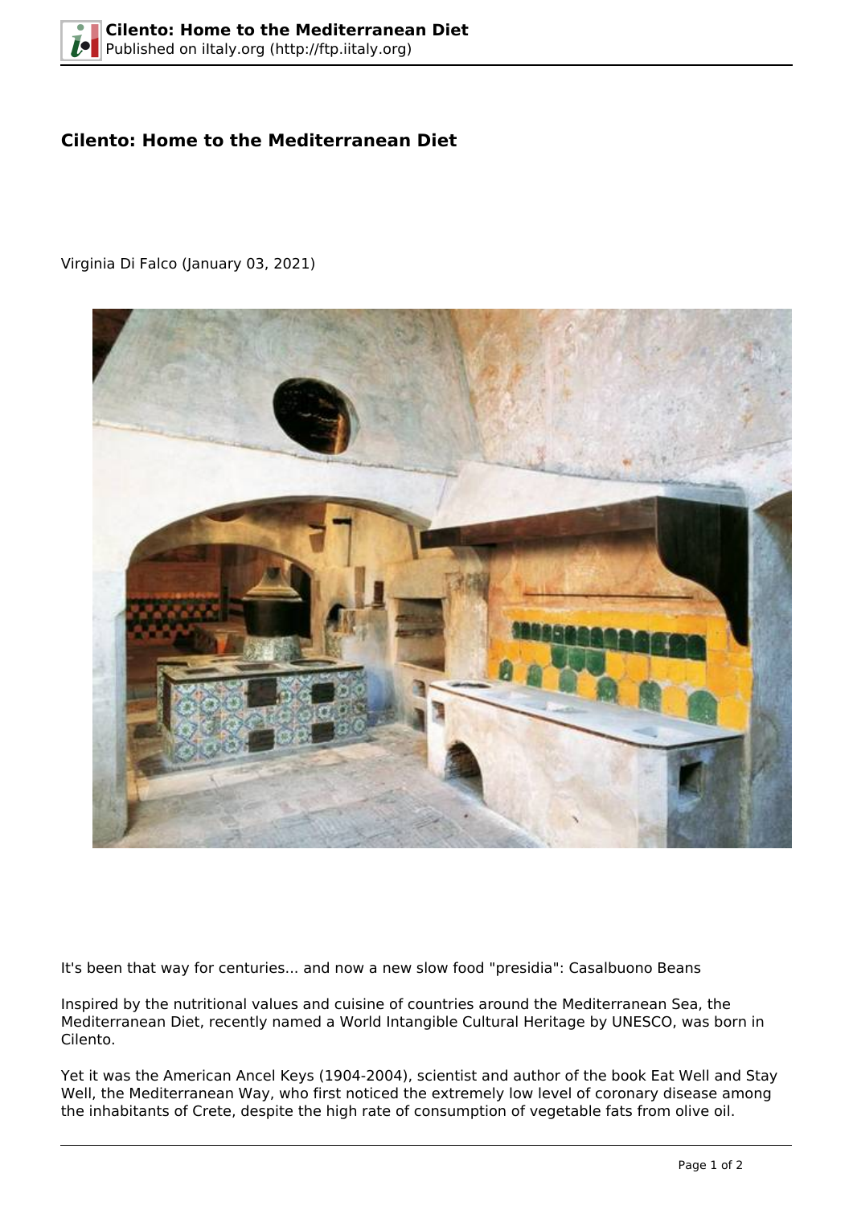# Cilento: Home to the Mediterranean Diet

Virginia Di Falco (January 03, 2021)

It's been that way for centuries... and now a new slow food "presidia": Casalbuono Beans

Inspired by the nutritional values and cuisine of countries around the Mediterranean Sea, the Mediterranean Diet, recently named a World Intangible Cultural Heritage by UNESCO, was born in Cilento.

Yet it was the American Ancel Keys (1904-2004), scientist and author of the book Eat Well and Stay Well, the Mediterranean Way, who first noticed the extremely low level of coronary disease among the inhabitants of Crete, despite the high rate of consumption of vegetable fats from olive oil.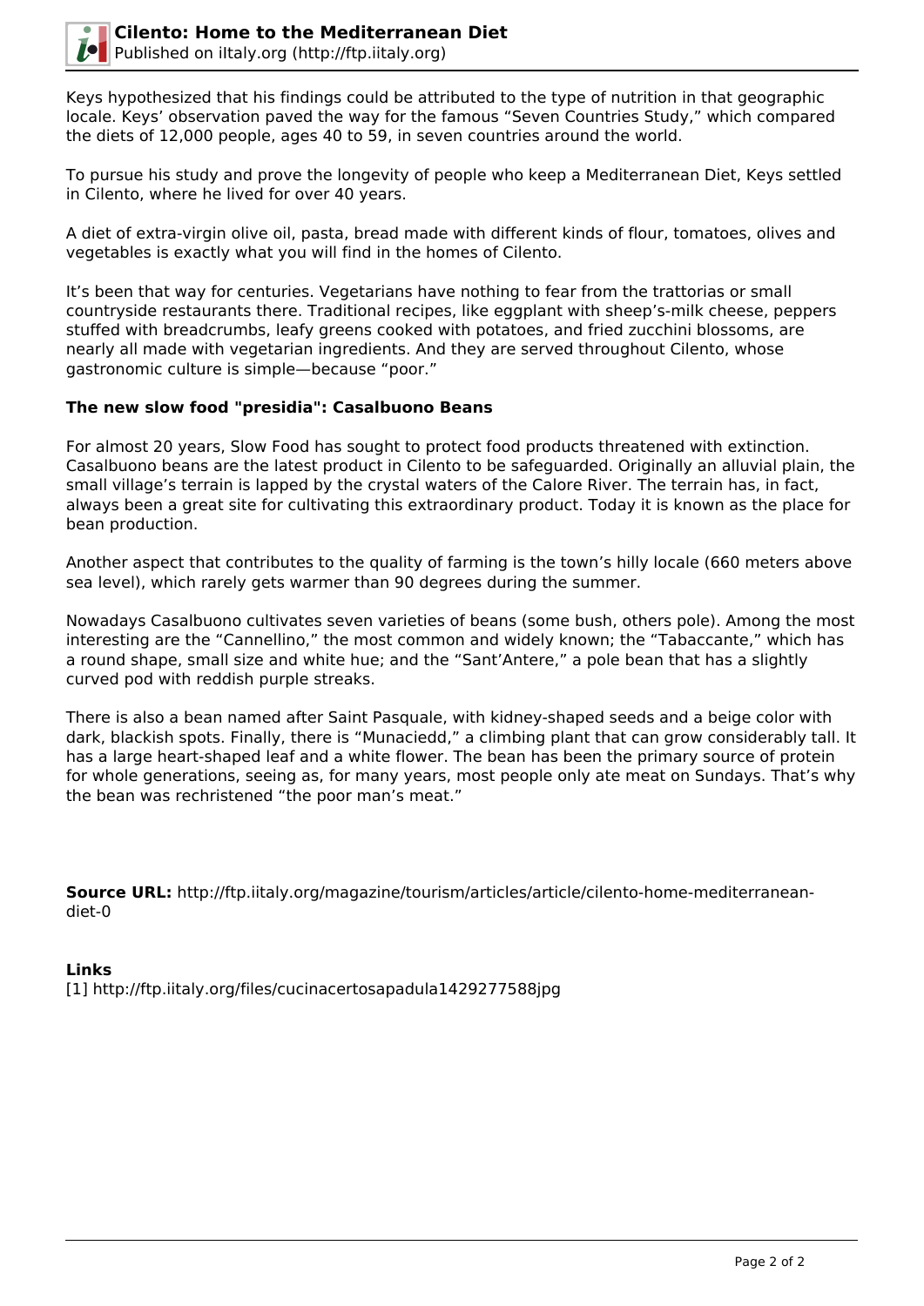Keys hypothesized that his findings could be attributed to the type of nutrition in that geographic locale. Keys' observation paved the way for the famous "Seven Countries Study," which compared the diets of 12,000 people, ages 40 to 59, in seven countries around the world.

To pursue his study and prove the longevity of people who keep a Mediterranean Diet, Keys settled in Cilento, where he lived for over 40 years.

A diet of extra-virgin olive oil, pasta, bread made with different kinds of flour, tomatoes, olives and vegetables is exactly what you will find in the homes of Cilento.

It's been that way for centuries. Vegetarians have nothing to fear from the trattorias or small countryside restaurants there. Traditional recipes, like eggplant with sheep's-milk cheese, peppers stuffed with breadcrumbs, leafy greens cooked with potatoes, and fried zucchini blossoms, are nearly all made with vegetarian ingredients. And they are served throughout Cilento, whose gastronomic culture is simple—because "poor."

**The new slow food "presidia": Casalbuono Beans**

For almost 20 years, Slow Food has sought to protect food products threatened with extinction. Casalbuono beans are the latest product in Cilento to be safeguarded. Originally an alluvial plain, the small village's terrain is lapped by the crystal waters of the Calore River. The terrain has, in fact, always been a great site for cultivating this extraordinary product. Today it is known as the place for bean production.

Another aspect that contributes to the quality of farming is the town's hilly locale (660 meters above sea level), which rarely gets warmer than 90 degrees during the summer.

Nowadays Casalbuono cultivates seven varieties of beans (some bush, others pole). Among the most interesting are the "Cannellino," the most common and widely known; the "Tabaccante," which has a round shape, small size and white hue; and the "Sant'Antere," a pole bean that has a slightly curved pod with reddish purple streaks.

There is also a bean named after Saint Pasquale, with kidney-shaped seeds and a beige color with dark, blackish spots. Finally, there is "Munaciedd," a climbing plant that can grow considerably tall. It has a large heart-shaped leaf and a white flower. The bean has been the primary source of protein for whole generations, seeing as, for many years, most people only ate meat on Sundays. That's why the bean was rechristened "the poor man's meat."

**Source URL:** http://ftp.iitaly.org/magazine/tourism/articles/article/cilento-home-mediterranean-diet-0

**Links**
[1] http://ftp.iitaly.org/files/cucinacertosapadula1429277588jpg